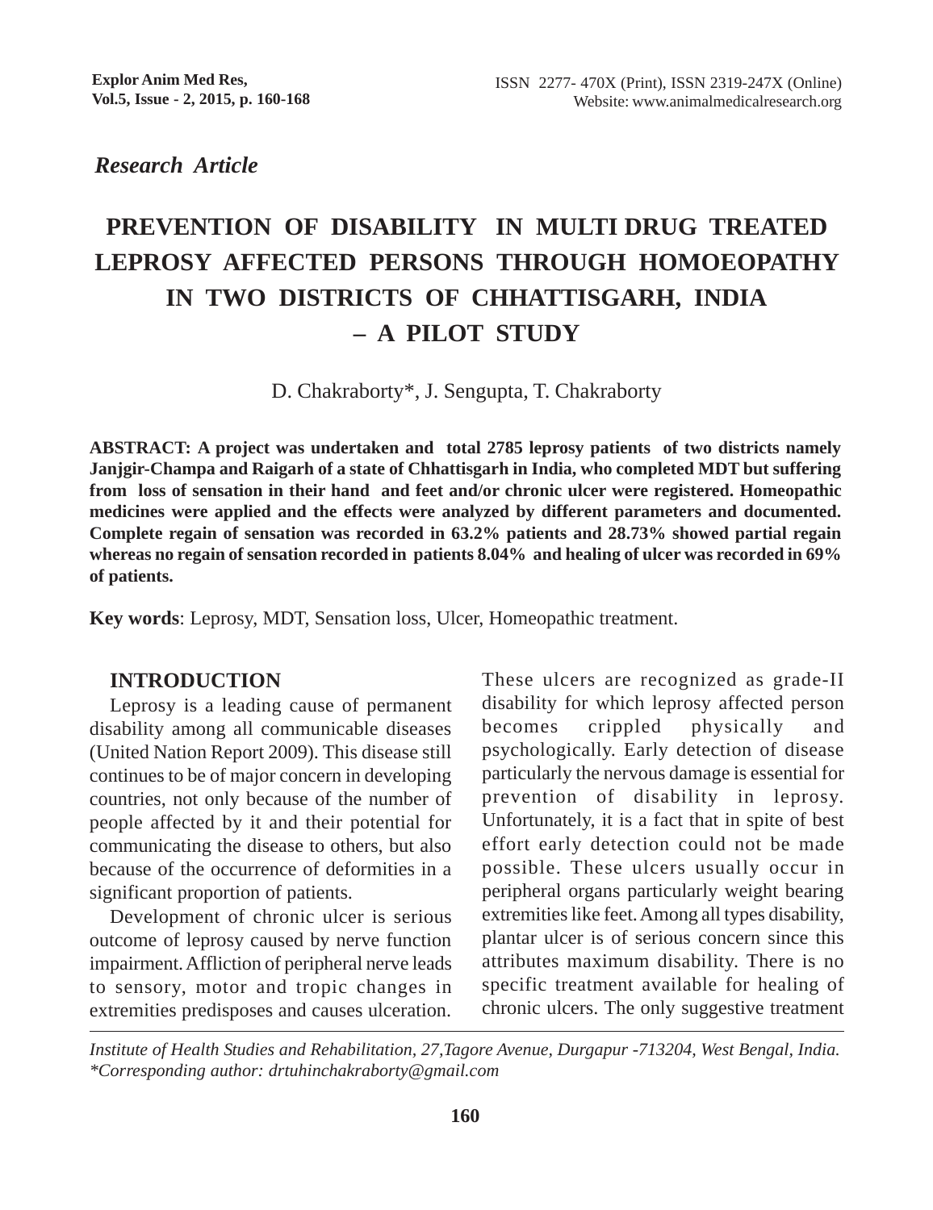*Research Article*

# PREVENTION OF DISABILITY IN MULTI DRUG TREATED LEPROSY AFFECTED PERSONS THROUGH HOMOEOPATHY IN TWO DISTRICTS OF CHHATTISGARH, INDIA – A PILOT STUDY

D. Chakraborty*, J. Sengupta, T. Chakraborty

**ABSTRACT: A project was undertaken and total 2785 leprosy patients of two districts namely Janjgir-Champa and Raigarh of a state of Chhattisgarh in India, who completed MDT but suffering from loss of sensation in their hand and feet and/or chronic ulcer were registered. Homeopathic medicines were applied and the effects were analyzed by different parameters and documented. Complete regain of sensation was recorded in 63.2% patients and 28.73% showed partial regain whereas no regain of sensation recorded in patients 8.04% and healing of ulcer was recorded in 69% of patients.**

**Key words**: Leprosy, MDT, Sensation loss, Ulcer, Homeopathic treatment.

## INTRODUCTION

Leprosy is a leading cause of permanent disability among all communicable diseases (United Nation Report 2009). This disease still continues to be of major concern in developing countries, not only because of the number of people affected by it and their potential for communicating the disease to others, but also because of the occurrence of deformities in a significant proportion of patients.

Development of chronic ulcer is serious outcome of leprosy caused by nerve function impairment. Affliction of peripheral nerve leads to sensory, motor and tropic changes in extremities predisposes and causes ulceration. These ulcers are recognized as grade-II disability for which leprosy affected person becomes crippled physically and psychologically. Early detection of disease particularly the nervous damage is essential for prevention of disability in leprosy. Unfortunately, it is a fact that in spite of best effort early detection could not be made possible. These ulcers usually occur in peripheral organs particularly weight bearing extremities like feet. Among all types disability, plantar ulcer is of serious concern since this attributes maximum disability. There is no specific treatment available for healing of chronic ulcers. The only suggestive treatment

*Institute of Health Studies and Rehabilitation, 27,Tagore Avenue, Durgapur -713204, West Bengal, India.*
*\*Corresponding author: drtuhinchakraborty@gmail.com*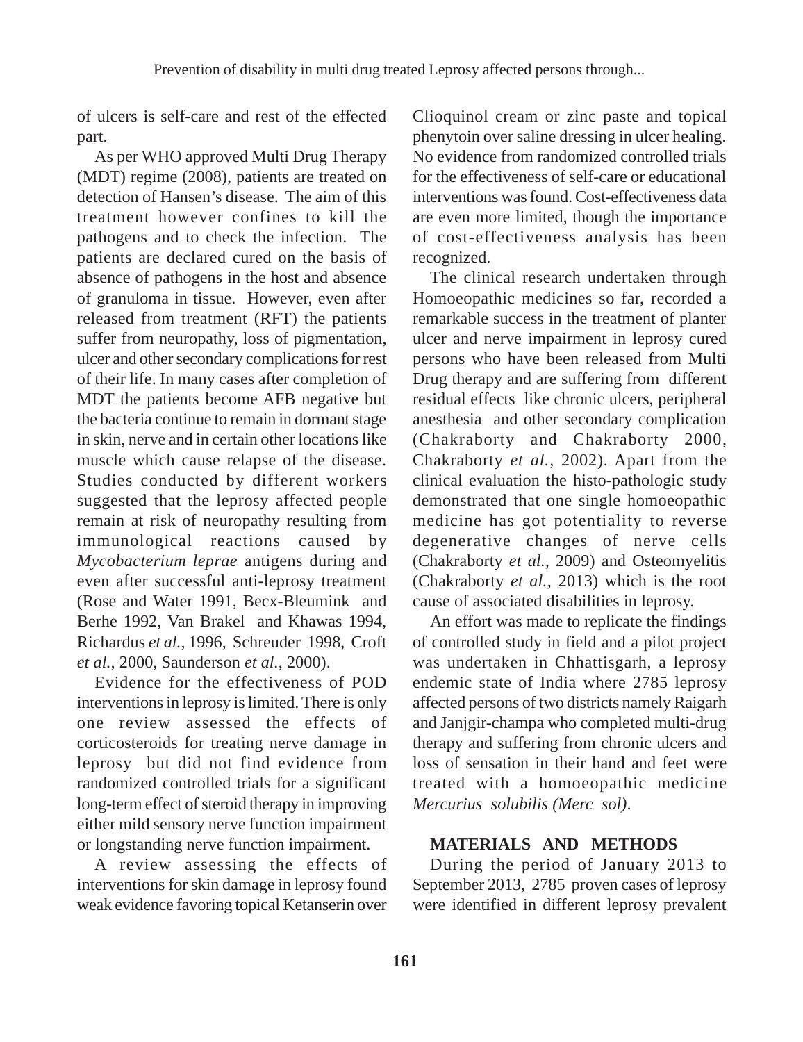of ulcers is self-care and rest of the effected part.

As per WHO approved Multi Drug Therapy (MDT) regime (2008), patients are treated on detection of Hansen's disease. The aim of this treatment however confines to kill the pathogens and to check the infection. The patients are declared cured on the basis of absence of pathogens in the host and absence of granuloma in tissue. However, even after released from treatment (RFT) the patients suffer from neuropathy, loss of pigmentation, ulcer and other secondary complications for rest of their life. In many cases after completion of MDT the patients become AFB negative but the bacteria continue to remain in dormant stage in skin, nerve and in certain other locations like muscle which cause relapse of the disease. Studies conducted by different workers suggested that the leprosy affected people remain at risk of neuropathy resulting from immunological reactions caused by *Mycobacterium leprae* antigens during and even after successful anti-leprosy treatment (Rose and Water 1991, Becx-Bleumink and Berhe 1992, Van Brakel and Khawas 1994, Richardus *et al.,* 1996, Schreuder 1998, Croft *et al.,* 2000, Saunderson *et al.,* 2000).

Evidence for the effectiveness of POD interventions in leprosy is limited. There is only one review assessed the effects of corticosteroids for treating nerve damage in leprosy but did not find evidence from randomized controlled trials for a significant long-term effect of steroid therapy in improving either mild sensory nerve function impairment or longstanding nerve function impairment.

A review assessing the effects of interventions for skin damage in leprosy found weak evidence favoring topical Ketanserin over Clioquinol cream or zinc paste and topical phenytoin over saline dressing in ulcer healing. No evidence from randomized controlled trials for the effectiveness of self-care or educational interventions was found. Cost-effectiveness data are even more limited, though the importance of cost-effectiveness analysis has been recognized.

The clinical research undertaken through Homoeopathic medicines so far, recorded a remarkable success in the treatment of planter ulcer and nerve impairment in leprosy cured persons who have been released from Multi Drug therapy and are suffering from different residual effects like chronic ulcers, peripheral anesthesia and other secondary complication (Chakraborty and Chakraborty 2000, Chakraborty *et al.,* 2002). Apart from the clinical evaluation the histo-pathologic study demonstrated that one single homoeopathic medicine has got potentiality to reverse degenerative changes of nerve cells (Chakraborty *et al.,* 2009) and Osteomyelitis (Chakraborty *et al.,* 2013) which is the root cause of associated disabilities in leprosy.

An effort was made to replicate the findings of controlled study in field and a pilot project was undertaken in Chhattisgarh, a leprosy endemic state of India where 2785 leprosy affected persons of two districts namely Raigarh and Janjgir-champa who completed multi-drug therapy and suffering from chronic ulcers and loss of sensation in their hand and feet were treated with a homoeopathic medicine *Mercurius solubilis (Merc sol).*

## MATERIALS AND METHODS

During the period of January 2013 to September 2013, 2785 proven cases of leprosy were identified in different leprosy prevalent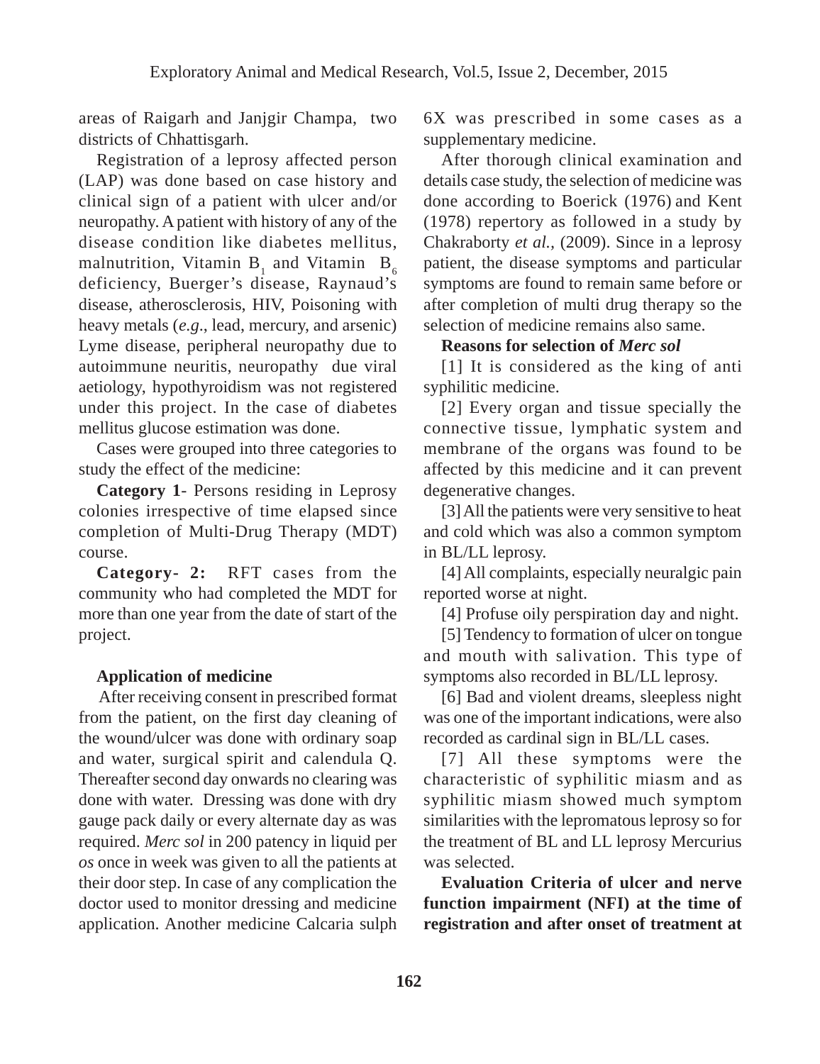areas of Raigarh and Janjgir Champa, two districts of Chhattisgarh.

Registration of a leprosy affected person (LAP) was done based on case history and clinical sign of a patient with ulcer and/or neuropathy. A patient with history of any of the disease condition like diabetes mellitus, malnutrition, Vitamin $B_1$ and Vitamin $B_6$ deficiency, Buerger's disease, Raynaud's disease, atherosclerosis, HIV, Poisoning with heavy metals (*e.g*., lead, mercury, and arsenic) Lyme disease, peripheral neuropathy due to autoimmune neuritis, neuropathy due viral aetiology, hypothyroidism was not registered under this project. In the case of diabetes mellitus glucose estimation was done.

Cases were grouped into three categories to study the effect of the medicine:

**Category 1**- Persons residing in Leprosy colonies irrespective of time elapsed since completion of Multi-Drug Therapy (MDT) course.

**Category- 2:** RFT cases from the community who had completed the MDT for more than one year from the date of start of the project.

### Application of medicine

After receiving consent in prescribed format from the patient, on the first day cleaning of the wound/ulcer was done with ordinary soap and water, surgical spirit and calendula Q. Thereafter second day onwards no clearing was done with water. Dressing was done with dry gauge pack daily or every alternate day as was required. *Merc sol* in 200 patency in liquid per *os* once in week was given to all the patients at their door step. In case of any complication the doctor used to monitor dressing and medicine application. Another medicine Calcaria sulph 6X was prescribed in some cases as a supplementary medicine.

After thorough clinical examination and details case study, the selection of medicine was done according to Boerick (1976) and Kent (1978) repertory as followed in a study by Chakraborty *et al.,* (2009). Since in a leprosy patient, the disease symptoms and particular symptoms are found to remain same before or after completion of multi drug therapy so the selection of medicine remains also same.

### Reasons for selection of *Merc sol*

[1] It is considered as the king of anti syphilitic medicine.

[2] Every organ and tissue specially the connective tissue, lymphatic system and membrane of the organs was found to be affected by this medicine and it can prevent degenerative changes.

[3] All the patients were very sensitive to heat and cold which was also a common symptom in BL/LL leprosy.

[4] All complaints, especially neuralgic pain reported worse at night.

[4] Profuse oily perspiration day and night.

[5] Tendency to formation of ulcer on tongue and mouth with salivation. This type of symptoms also recorded in BL/LL leprosy.

[6] Bad and violent dreams, sleepless night was one of the important indications, were also recorded as cardinal sign in BL/LL cases.

[7] All these symptoms were the characteristic of syphilitic miasm and as syphilitic miasm showed much symptom similarities with the lepromatous leprosy so for the treatment of BL and LL leprosy Mercurius was selected.

### Evaluation Criteria of ulcer and nerve function impairment (NFI) at the time of registration and after onset of treatment at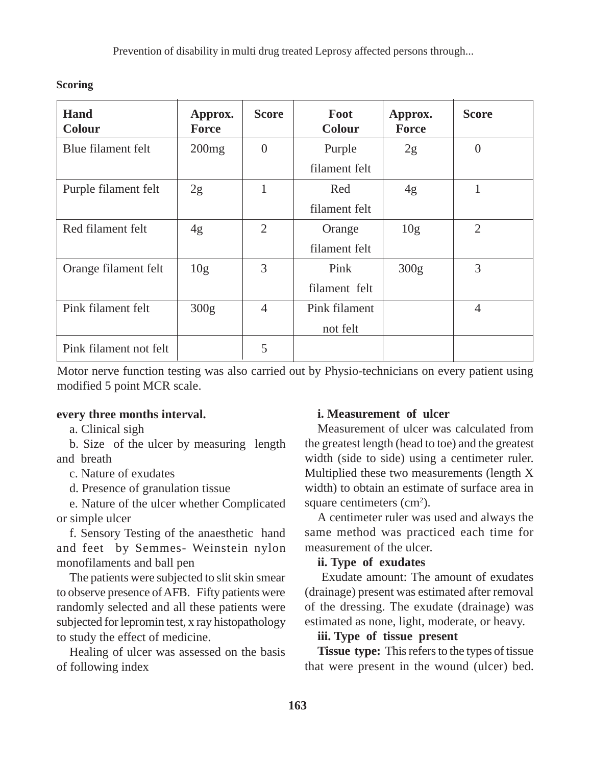**Scoring**

| Hand Colour | Approx. Force | Score | Foot Colour | Approx. Force | Score |
|---|---|---|---|---|---|
| Blue filament felt | 200mg | 0 | Purple filament felt | 2g | 0 |
| Purple filament felt | 2g | 1 | Red filament felt | 4g | 1 |
| Red filament felt | 4g | 2 | Orange filament felt | 10g | 2 |
| Orange filament felt | 10g | 3 | Pink filament felt | 300g | 3 |
| Pink filament felt | 300g | 4 | Pink filament not felt | | 4 |
| Pink filament not felt | | 5 | | | |

Motor nerve function testing was also carried out by Physio-technicians on every patient using modified 5 point MCR scale.

**every three months interval.**

a. Clinical sigh

b. Size of the ulcer by measuring length and breath

c. Nature of exudates

d. Presence of granulation tissue

e. Nature of the ulcer whether Complicated or simple ulcer

f. Sensory Testing of the anaesthetic hand and feet by Semmes- Weinstein nylon monofilaments and ball pen

The patients were subjected to slit skin smear to observe presence of AFB. Fifty patients were randomly selected and all these patients were subjected for lepromin test, x ray histopathology to study the effect of medicine.

Healing of ulcer was assessed on the basis of following index

**i. Measurement of ulcer**

Measurement of ulcer was calculated from the greatest length (head to toe) and the greatest width (side to side) using a centimeter ruler. Multiplied these two measurements (length X width) to obtain an estimate of surface area in square centimeters ($cm^2$).

A centimeter ruler was used and always the same method was practiced each time for measurement of the ulcer.

**ii. Type of exudates**

Exudate amount: The amount of exudates (drainage) present was estimated after removal of the dressing. The exudate (drainage) was estimated as none, light, moderate, or heavy.

**iii. Type of tissue present**

**Tissue type:** This refers to the types of tissue that were present in the wound (ulcer) bed.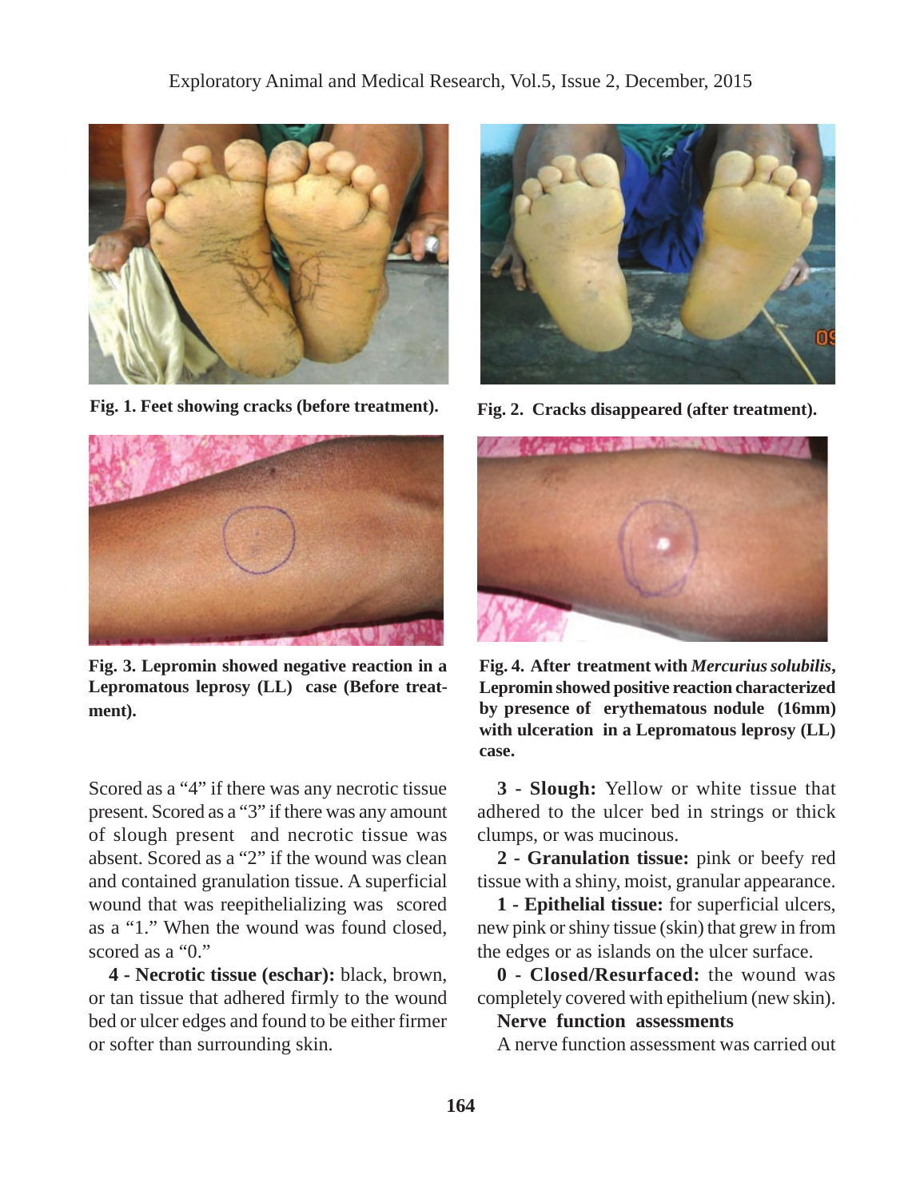Fig. 1. Feet showing cracks (before treatment).

Fig. 2. Cracks disappeared (after treatment).

Fig. 3. Lepromin showed negative reaction in a Lepromatous leprosy (LL) case (Before treatment).

Fig. 4. After treatment with *Mercurius solubilis*, Lepromin showed positive reaction characterized by presence of erythematous nodule (16mm) with ulceration in a Lepromatous leprosy (LL) case.

Scored as a "4" if there was any necrotic tissue present. Scored as a "3" if there was any amount of slough present and necrotic tissue was absent. Scored as a "2" if the wound was clean and contained granulation tissue. A superficial wound that was reepithelializing was scored as a "1." When the wound was found closed, scored as a "0."

**4 - Necrotic tissue (eschar):** black, brown, or tan tissue that adhered firmly to the wound bed or ulcer edges and found to be either firmer or softer than surrounding skin.

**3 - Slough:** Yellow or white tissue that adhered to the ulcer bed in strings or thick clumps, or was mucinous.

**2 - Granulation tissue:** pink or beefy red tissue with a shiny, moist, granular appearance.

**1 - Epithelial tissue:** for superficial ulcers, new pink or shiny tissue (skin) that grew in from the edges or as islands on the ulcer surface.

**0 - Closed/Resurfaced:** the wound was completely covered with epithelium (new skin).

**Nerve function assessments**

A nerve function assessment was carried out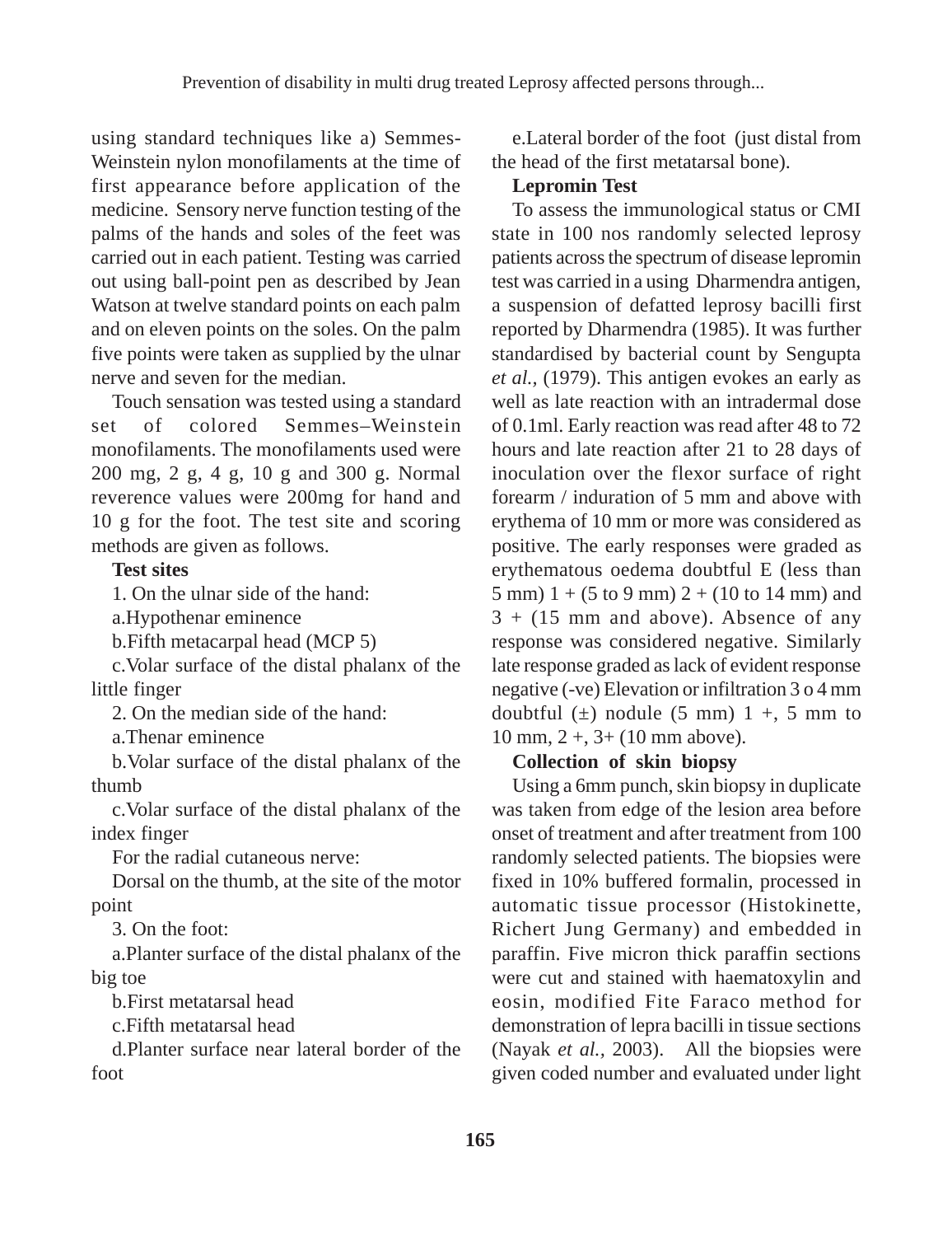using standard techniques like a) Semmes-Weinstein nylon monofilaments at the time of first appearance before application of the medicine. Sensory nerve function testing of the palms of the hands and soles of the feet was carried out in each patient. Testing was carried out using ball-point pen as described by Jean Watson at twelve standard points on each palm and on eleven points on the soles. On the palm five points were taken as supplied by the ulnar nerve and seven for the median.

Touch sensation was tested using a standard set of colored Semmes–Weinstein monofilaments. The monofilaments used were 200 mg, 2 g, 4 g, 10 g and 300 g. Normal reverence values were 200mg for hand and 10 g for the foot. The test site and scoring methods are given as follows.

**Test sites**

1. On the ulnar side of the hand:

a.Hypothenar eminence

b.Fifth metacarpal head (MCP 5)

c.Volar surface of the distal phalanx of the little finger

2. On the median side of the hand:

a.Thenar eminence

b.Volar surface of the distal phalanx of the thumb

c.Volar surface of the distal phalanx of the index finger

For the radial cutaneous nerve:

Dorsal on the thumb, at the site of the motor point

3. On the foot:

a.Planter surface of the distal phalanx of the big toe

b.First metatarsal head

c.Fifth metatarsal head

d.Planter surface near lateral border of the foot

e.Lateral border of the foot (just distal from the head of the first metatarsal bone).

**Lepromin Test**

To assess the immunological status or CMI state in 100 nos randomly selected leprosy patients across the spectrum of disease lepromin test was carried in a using Dharmendra antigen, a suspension of defatted leprosy bacilli first reported by Dharmendra (1985). It was further standardised by bacterial count by Sengupta *et al.,* (1979). This antigen evokes an early as well as late reaction with an intradermal dose of 0.1ml. Early reaction was read after 48 to 72 hours and late reaction after 21 to 28 days of inoculation over the flexor surface of right forearm / induration of 5 mm and above with erythema of 10 mm or more was considered as positive. The early responses were graded as erythematous oedema doubtful E (less than 5 mm) 1 + (5 to 9 mm) 2 + (10 to 14 mm) and 3 + (15 mm and above). Absence of any response was considered negative. Similarly late response graded as lack of evident response negative (-ve) Elevation or infiltration 3 o 4 mm doubtful (±) nodule (5 mm) 1 +, 5 mm to 10 mm, 2 +, 3+ (10 mm above).

**Collection of skin biopsy**

Using a 6mm punch, skin biopsy in duplicate was taken from edge of the lesion area before onset of treatment and after treatment from 100 randomly selected patients. The biopsies were fixed in 10% buffered formalin, processed in automatic tissue processor (Histokinette, Richert Jung Germany) and embedded in paraffin. Five micron thick paraffin sections were cut and stained with haematoxylin and eosin, modified Fite Faraco method for demonstration of lepra bacilli in tissue sections (Nayak *et al.,* 2003). All the biopsies were given coded number and evaluated under light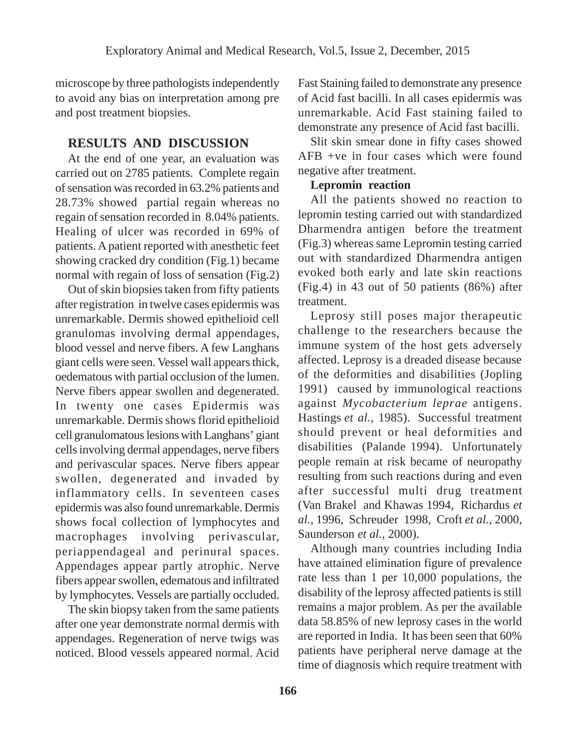microscope by three pathologists independently to avoid any bias on interpretation among pre and post treatment biopsies.

## RESULTS AND DISCUSSION

At the end of one year, an evaluation was carried out on 2785 patients. Complete regain of sensation was recorded in 63.2% patients and 28.73% showed partial regain whereas no regain of sensation recorded in 8.04% patients. Healing of ulcer was recorded in 69% of patients. A patient reported with anesthetic feet showing cracked dry condition (Fig.1) became normal with regain of loss of sensation (Fig.2)

Out of skin biopsies taken from fifty patients after registration in twelve cases epidermis was unremarkable. Dermis showed epithelioid cell granulomas involving dermal appendages, blood vessel and nerve fibers. A few Langhans giant cells were seen. Vessel wall appears thick, oedematous with partial occlusion of the lumen. Nerve fibers appear swollen and degenerated. In twenty one cases Epidermis was unremarkable. Dermis shows florid epithelioid cell granulomatous lesions with Langhans' giant cells involving dermal appendages, nerve fibers and perivascular spaces. Nerve fibers appear swollen, degenerated and invaded by inflammatory cells. In seventeen cases epidermis was also found unremarkable. Dermis shows focal collection of lymphocytes and macrophages involving perivascular, periappendageal and perinural spaces. Appendages appear partly atrophic. Nerve fibers appear swollen, edematous and infiltrated by lymphocytes. Vessels are partially occluded.

The skin biopsy taken from the same patients after one year demonstrate normal dermis with appendages. Regeneration of nerve twigs was noticed. Blood vessels appeared normal. Acid Fast Staining failed to demonstrate any presence of Acid fast bacilli. In all cases epidermis was unremarkable. Acid Fast staining failed to demonstrate any presence of Acid fast bacilli.

Slit skin smear done in fifty cases showed AFB +ve in four cases which were found negative after treatment.

**Lepromin reaction**

All the patients showed no reaction to lepromin testing carried out with standardized Dharmendra antigen before the treatment (Fig.3) whereas same Lepromin testing carried out with standardized Dharmendra antigen evoked both early and late skin reactions (Fig.4) in 43 out of 50 patients (86%) after treatment.

Leprosy still poses major therapeutic challenge to the researchers because the immune system of the host gets adversely affected. Leprosy is a dreaded disease because of the deformities and disabilities (Jopling 1991) caused by immunological reactions against *Mycobacterium leprae* antigens. Hastings *et al.,* 1985). Successful treatment should prevent or heal deformities and disabilities (Palande 1994). Unfortunately people remain at risk became of neuropathy resulting from such reactions during and even after successful multi drug treatment (Van Brakel and Khawas 1994, Richardus *et al.,* 1996, Schreuder 1998, Croft *et al.,* 2000, Saunderson *et al.,* 2000).

Although many countries including India have attained elimination figure of prevalence rate less than 1 per 10,000 populations, the disability of the leprosy affected patients is still remains a major problem. As per the available data 58.85% of new leprosy cases in the world are reported in India. It has been seen that 60% patients have peripheral nerve damage at the time of diagnosis which require treatment with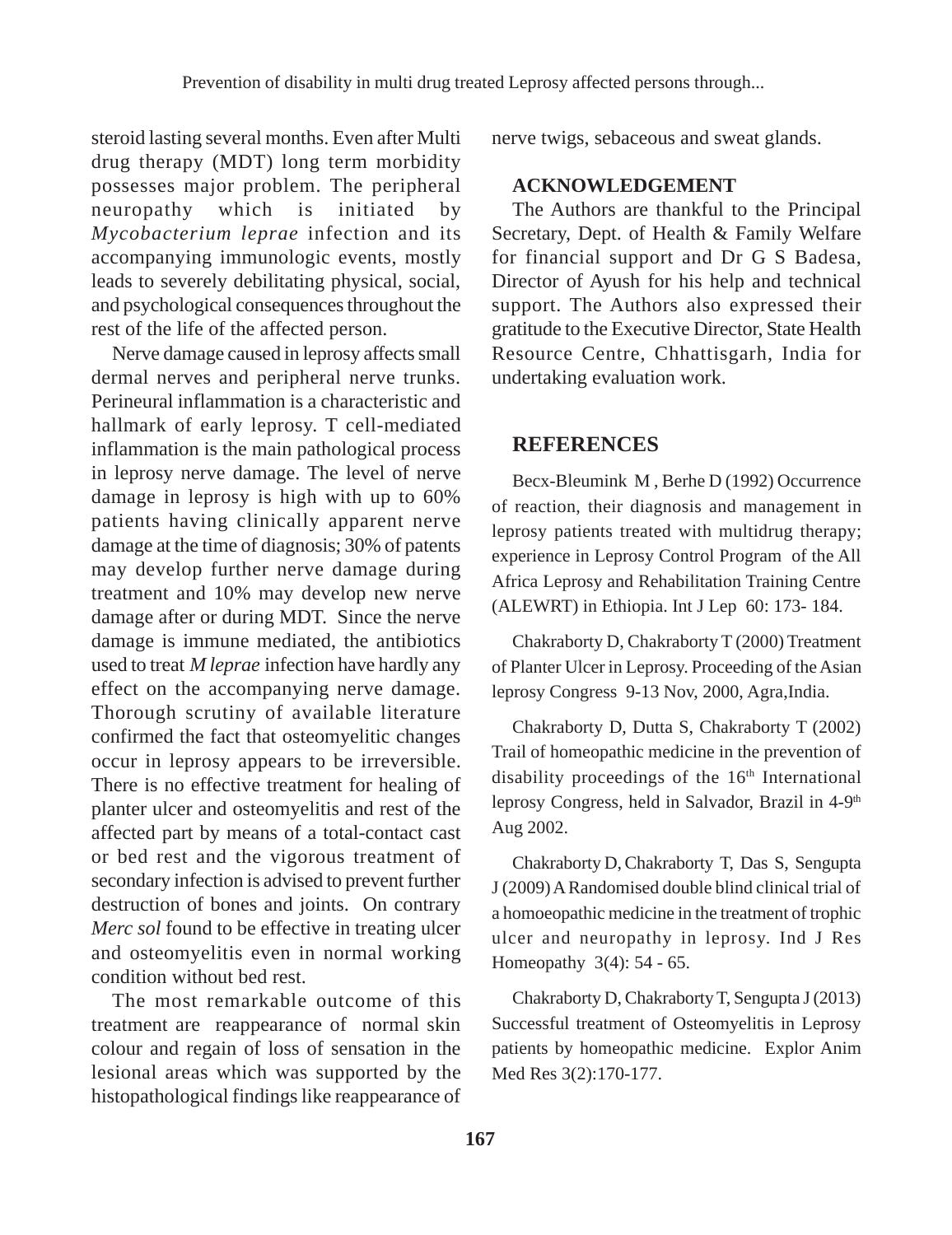steroid lasting several months. Even after Multi drug therapy (MDT) long term morbidity possesses major problem. The peripheral neuropathy which is initiated by *Mycobacterium leprae* infection and its accompanying immunologic events, mostly leads to severely debilitating physical, social, and psychological consequences throughout the rest of the life of the affected person.

Nerve damage caused in leprosy affects small dermal nerves and peripheral nerve trunks. Perineural inflammation is a characteristic and hallmark of early leprosy. T cell-mediated inflammation is the main pathological process in leprosy nerve damage. The level of nerve damage in leprosy is high with up to 60% patients having clinically apparent nerve damage at the time of diagnosis; 30% of patents may develop further nerve damage during treatment and 10% may develop new nerve damage after or during MDT. Since the nerve damage is immune mediated, the antibiotics used to treat *M leprae* infection have hardly any effect on the accompanying nerve damage. Thorough scrutiny of available literature confirmed the fact that osteomyelitic changes occur in leprosy appears to be irreversible. There is no effective treatment for healing of planter ulcer and osteomyelitis and rest of the affected part by means of a total-contact cast or bed rest and the vigorous treatment of secondary infection is advised to prevent further destruction of bones and joints. On contrary *Merc sol* found to be effective in treating ulcer and osteomyelitis even in normal working condition without bed rest.

The most remarkable outcome of this treatment are reappearance of normal skin colour and regain of loss of sensation in the lesional areas which was supported by the histopathological findings like reappearance of nerve twigs, sebaceous and sweat glands.

## ACKNOWLEDGEMENT

The Authors are thankful to the Principal Secretary, Dept. of Health & Family Welfare for financial support and Dr G S Badesa, Director of Ayush for his help and technical support. The Authors also expressed their gratitude to the Executive Director, State Health Resource Centre, Chhattisgarh, India for undertaking evaluation work.

## REFERENCES

Becx-Bleumink M , Berhe D (1992) Occurrence of reaction, their diagnosis and management in leprosy patients treated with multidrug therapy; experience in Leprosy Control Program of the All Africa Leprosy and Rehabilitation Training Centre (ALEWRT) in Ethiopia. Int J Lep 60: 173- 184.

Chakraborty D, Chakraborty T (2000) Treatment of Planter Ulcer in Leprosy. Proceeding of the Asian leprosy Congress 9-13 Nov, 2000, Agra,India.

Chakraborty D, Dutta S, Chakraborty T (2002) Trail of homeopathic medicine in the prevention of disability proceedings of the 16th International leprosy Congress, held in Salvador, Brazil in 4-9th Aug 2002.

Chakraborty D, Chakraborty T, Das S, Sengupta J (2009) A Randomised double blind clinical trial of a homoeopathic medicine in the treatment of trophic ulcer and neuropathy in leprosy. Ind J Res Homeopathy 3(4): 54 - 65.

Chakraborty D, Chakraborty T, Sengupta J (2013) Successful treatment of Osteomyelitis in Leprosy patients by homeopathic medicine. Explor Anim Med Res 3(2):170-177.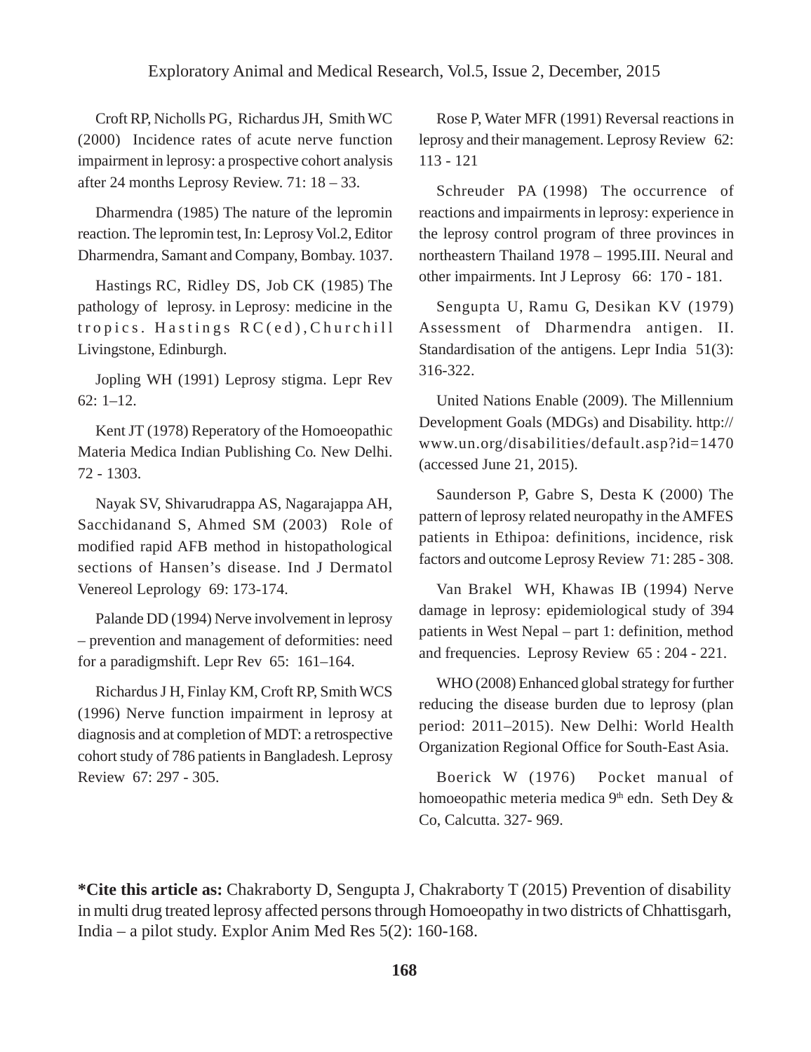Croft RP, Nicholls PG, Richardus JH, Smith WC (2000) Incidence rates of acute nerve function impairment in leprosy: a prospective cohort analysis after 24 months Leprosy Review. 71: 18 – 33.

Dharmendra (1985) The nature of the lepromin reaction. The lepromin test, In: Leprosy Vol.2, Editor Dharmendra, Samant and Company, Bombay. 1037.

Hastings RC, Ridley DS, Job CK (1985) The pathology of leprosy. in Leprosy: medicine in the tropics. Hastings RC(ed), Churchill Livingstone, Edinburgh.

Jopling WH (1991) Leprosy stigma. Lepr Rev 62: 1–12.

Kent JT (1978) Reperatory of the Homoeopathic Materia Medica Indian Publishing Co. New Delhi. 72 - 1303.

Nayak SV, Shivarudrappa AS, Nagarajappa AH, Sacchidanand S, Ahmed SM (2003) Role of modified rapid AFB method in histopathological sections of Hansen's disease. Ind J Dermatol Venereol Leprology 69: 173-174.

Palande DD (1994) Nerve involvement in leprosy – prevention and management of deformities: need for a paradigmshift. Lepr Rev 65: 161–164.

Richardus J H, Finlay KM, Croft RP, Smith WCS (1996) Nerve function impairment in leprosy at diagnosis and at completion of MDT: a retrospective cohort study of 786 patients in Bangladesh. Leprosy Review 67: 297 - 305.

Rose P, Water MFR (1991) Reversal reactions in leprosy and their management. Leprosy Review 62: 113 - 121

Schreuder PA (1998) The occurrence of reactions and impairments in leprosy: experience in the leprosy control program of three provinces in northeastern Thailand 1978 – 1995.III. Neural and other impairments. Int J Leprosy 66: 170 - 181.

Sengupta U, Ramu G, Desikan KV (1979) Assessment of Dharmendra antigen. II. Standardisation of the antigens. Lepr India 51(3): 316-322.

United Nations Enable (2009). The Millennium Development Goals (MDGs) and Disability. http://www.un.org/disabilities/default.asp?id=1470 (accessed June 21, 2015).

Saunderson P, Gabre S, Desta K (2000) The pattern of leprosy related neuropathy in the AMFES patients in Ethipoa: definitions, incidence, risk factors and outcome Leprosy Review 71: 285 - 308.

Van Brakel WH, Khawas IB (1994) Nerve damage in leprosy: epidemiological study of 394 patients in West Nepal – part 1: definition, method and frequencies. Leprosy Review 65 : 204 - 221.

WHO (2008) Enhanced global strategy for further reducing the disease burden due to leprosy (plan period: 2011–2015). New Delhi: World Health Organization Regional Office for South-East Asia.

Boerick W (1976) Pocket manual of homoeopathic meteria medica 9th edn. Seth Dey & Co, Calcutta. 327- 969.

**\*Cite this article as:** Chakraborty D, Sengupta J, Chakraborty T (2015) Prevention of disability in multi drug treated leprosy affected persons through Homoeopathy in two districts of Chhattisgarh, India – a pilot study. Explor Anim Med Res 5(2): 160-168.